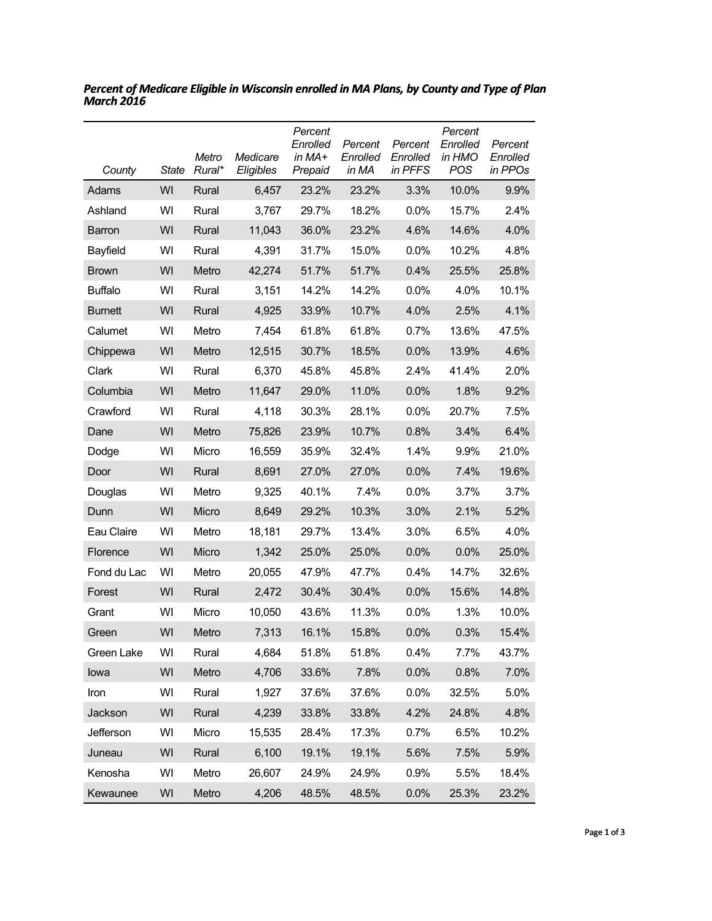***Percent of Medicare Eligible in Wisconsin enrolled in MA Plans, by County and Type of Plan March 2016***

| *County* | *State* | *Metro Rural\** | *Medicare Eligibles* | *Percent Enrolled in MA+ Prepaid* | *Percent Enrolled in MA* | *Percent Enrolled in PFFS* | *Percent Enrolled in HMO POS* | *Percent Enrolled in PPOs* |
|---|---|---|---|---|---|---|---|---|
| Adams | WI | Rural | 6,457 | 23.2% | 23.2% | 3.3% | 10.0% | 9.9% |
| Ashland | WI | Rural | 3,767 | 29.7% | 18.2% | 0.0% | 15.7% | 2.4% |
| Barron | WI | Rural | 11,043 | 36.0% | 23.2% | 4.6% | 14.6% | 4.0% |
| Bayfield | WI | Rural | 4,391 | 31.7% | 15.0% | 0.0% | 10.2% | 4.8% |
| Brown | WI | Metro | 42,274 | 51.7% | 51.7% | 0.4% | 25.5% | 25.8% |
| Buffalo | WI | Rural | 3,151 | 14.2% | 14.2% | 0.0% | 4.0% | 10.1% |
| Burnett | WI | Rural | 4,925 | 33.9% | 10.7% | 4.0% | 2.5% | 4.1% |
| Calumet | WI | Metro | 7,454 | 61.8% | 61.8% | 0.7% | 13.6% | 47.5% |
| Chippewa | WI | Metro | 12,515 | 30.7% | 18.5% | 0.0% | 13.9% | 4.6% |
| Clark | WI | Rural | 6,370 | 45.8% | 45.8% | 2.4% | 41.4% | 2.0% |
| Columbia | WI | Metro | 11,647 | 29.0% | 11.0% | 0.0% | 1.8% | 9.2% |
| Crawford | WI | Rural | 4,118 | 30.3% | 28.1% | 0.0% | 20.7% | 7.5% |
| Dane | WI | Metro | 75,826 | 23.9% | 10.7% | 0.8% | 3.4% | 6.4% |
| Dodge | WI | Micro | 16,559 | 35.9% | 32.4% | 1.4% | 9.9% | 21.0% |
| Door | WI | Rural | 8,691 | 27.0% | 27.0% | 0.0% | 7.4% | 19.6% |
| Douglas | WI | Metro | 9,325 | 40.1% | 7.4% | 0.0% | 3.7% | 3.7% |
| Dunn | WI | Micro | 8,649 | 29.2% | 10.3% | 3.0% | 2.1% | 5.2% |
| Eau Claire | WI | Metro | 18,181 | 29.7% | 13.4% | 3.0% | 6.5% | 4.0% |
| Florence | WI | Micro | 1,342 | 25.0% | 25.0% | 0.0% | 0.0% | 25.0% |
| Fond du Lac | WI | Metro | 20,055 | 47.9% | 47.7% | 0.4% | 14.7% | 32.6% |
| Forest | WI | Rural | 2,472 | 30.4% | 30.4% | 0.0% | 15.6% | 14.8% |
| Grant | WI | Micro | 10,050 | 43.6% | 11.3% | 0.0% | 1.3% | 10.0% |
| Green | WI | Metro | 7,313 | 16.1% | 15.8% | 0.0% | 0.3% | 15.4% |
| Green Lake | WI | Rural | 4,684 | 51.8% | 51.8% | 0.4% | 7.7% | 43.7% |
| Iowa | WI | Metro | 4,706 | 33.6% | 7.8% | 0.0% | 0.8% | 7.0% |
| Iron | WI | Rural | 1,927 | 37.6% | 37.6% | 0.0% | 32.5% | 5.0% |
| Jackson | WI | Rural | 4,239 | 33.8% | 33.8% | 4.2% | 24.8% | 4.8% |
| Jefferson | WI | Micro | 15,535 | 28.4% | 17.3% | 0.7% | 6.5% | 10.2% |
| Juneau | WI | Rural | 6,100 | 19.1% | 19.1% | 5.6% | 7.5% | 5.9% |
| Kenosha | WI | Metro | 26,607 | 24.9% | 24.9% | 0.9% | 5.5% | 18.4% |
| Kewaunee | WI | Metro | 4,206 | 48.5% | 48.5% | 0.0% | 25.3% | 23.2% |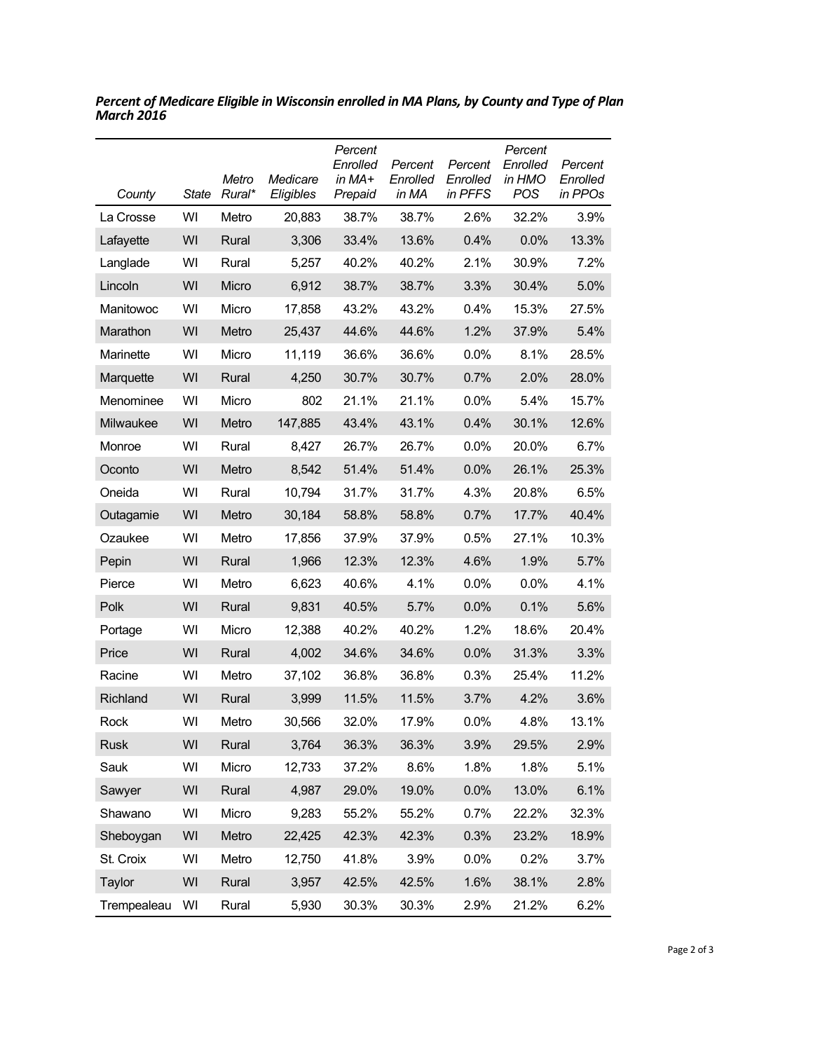***Percent of Medicare Eligible in Wisconsin enrolled in MA Plans, by County and Type of Plan March 2016***

| *County* | *State* | *Metro Rural\** | *Medicare Eligibles* | *Percent Enrolled in MA+ Prepaid* | *Percent Enrolled in MA* | *Percent Enrolled in PFFS* | *Percent Enrolled in HMO POS* | *Percent Enrolled in PPOs* |
|---|---|---|---|---|---|---|---|---|
| La Crosse | WI | Metro | 20,883 | 38.7% | 38.7% | 2.6% | 32.2% | 3.9% |
| Lafayette | WI | Rural | 3,306 | 33.4% | 13.6% | 0.4% | 0.0% | 13.3% |
| Langlade | WI | Rural | 5,257 | 40.2% | 40.2% | 2.1% | 30.9% | 7.2% |
| Lincoln | WI | Micro | 6,912 | 38.7% | 38.7% | 3.3% | 30.4% | 5.0% |
| Manitowoc | WI | Micro | 17,858 | 43.2% | 43.2% | 0.4% | 15.3% | 27.5% |
| Marathon | WI | Metro | 25,437 | 44.6% | 44.6% | 1.2% | 37.9% | 5.4% |
| Marinette | WI | Micro | 11,119 | 36.6% | 36.6% | 0.0% | 8.1% | 28.5% |
| Marquette | WI | Rural | 4,250 | 30.7% | 30.7% | 0.7% | 2.0% | 28.0% |
| Menominee | WI | Micro | 802 | 21.1% | 21.1% | 0.0% | 5.4% | 15.7% |
| Milwaukee | WI | Metro | 147,885 | 43.4% | 43.1% | 0.4% | 30.1% | 12.6% |
| Monroe | WI | Rural | 8,427 | 26.7% | 26.7% | 0.0% | 20.0% | 6.7% |
| Oconto | WI | Metro | 8,542 | 51.4% | 51.4% | 0.0% | 26.1% | 25.3% |
| Oneida | WI | Rural | 10,794 | 31.7% | 31.7% | 4.3% | 20.8% | 6.5% |
| Outagamie | WI | Metro | 30,184 | 58.8% | 58.8% | 0.7% | 17.7% | 40.4% |
| Ozaukee | WI | Metro | 17,856 | 37.9% | 37.9% | 0.5% | 27.1% | 10.3% |
| Pepin | WI | Rural | 1,966 | 12.3% | 12.3% | 4.6% | 1.9% | 5.7% |
| Pierce | WI | Metro | 6,623 | 40.6% | 4.1% | 0.0% | 0.0% | 4.1% |
| Polk | WI | Rural | 9,831 | 40.5% | 5.7% | 0.0% | 0.1% | 5.6% |
| Portage | WI | Micro | 12,388 | 40.2% | 40.2% | 1.2% | 18.6% | 20.4% |
| Price | WI | Rural | 4,002 | 34.6% | 34.6% | 0.0% | 31.3% | 3.3% |
| Racine | WI | Metro | 37,102 | 36.8% | 36.8% | 0.3% | 25.4% | 11.2% |
| Richland | WI | Rural | 3,999 | 11.5% | 11.5% | 3.7% | 4.2% | 3.6% |
| Rock | WI | Metro | 30,566 | 32.0% | 17.9% | 0.0% | 4.8% | 13.1% |
| Rusk | WI | Rural | 3,764 | 36.3% | 36.3% | 3.9% | 29.5% | 2.9% |
| Sauk | WI | Micro | 12,733 | 37.2% | 8.6% | 1.8% | 1.8% | 5.1% |
| Sawyer | WI | Rural | 4,987 | 29.0% | 19.0% | 0.0% | 13.0% | 6.1% |
| Shawano | WI | Micro | 9,283 | 55.2% | 55.2% | 0.7% | 22.2% | 32.3% |
| Sheboygan | WI | Metro | 22,425 | 42.3% | 42.3% | 0.3% | 23.2% | 18.9% |
| St. Croix | WI | Metro | 12,750 | 41.8% | 3.9% | 0.0% | 0.2% | 3.7% |
| Taylor | WI | Rural | 3,957 | 42.5% | 42.5% | 1.6% | 38.1% | 2.8% |
| Trempealeau | WI | Rural | 5,930 | 30.3% | 30.3% | 2.9% | 21.2% | 6.2% |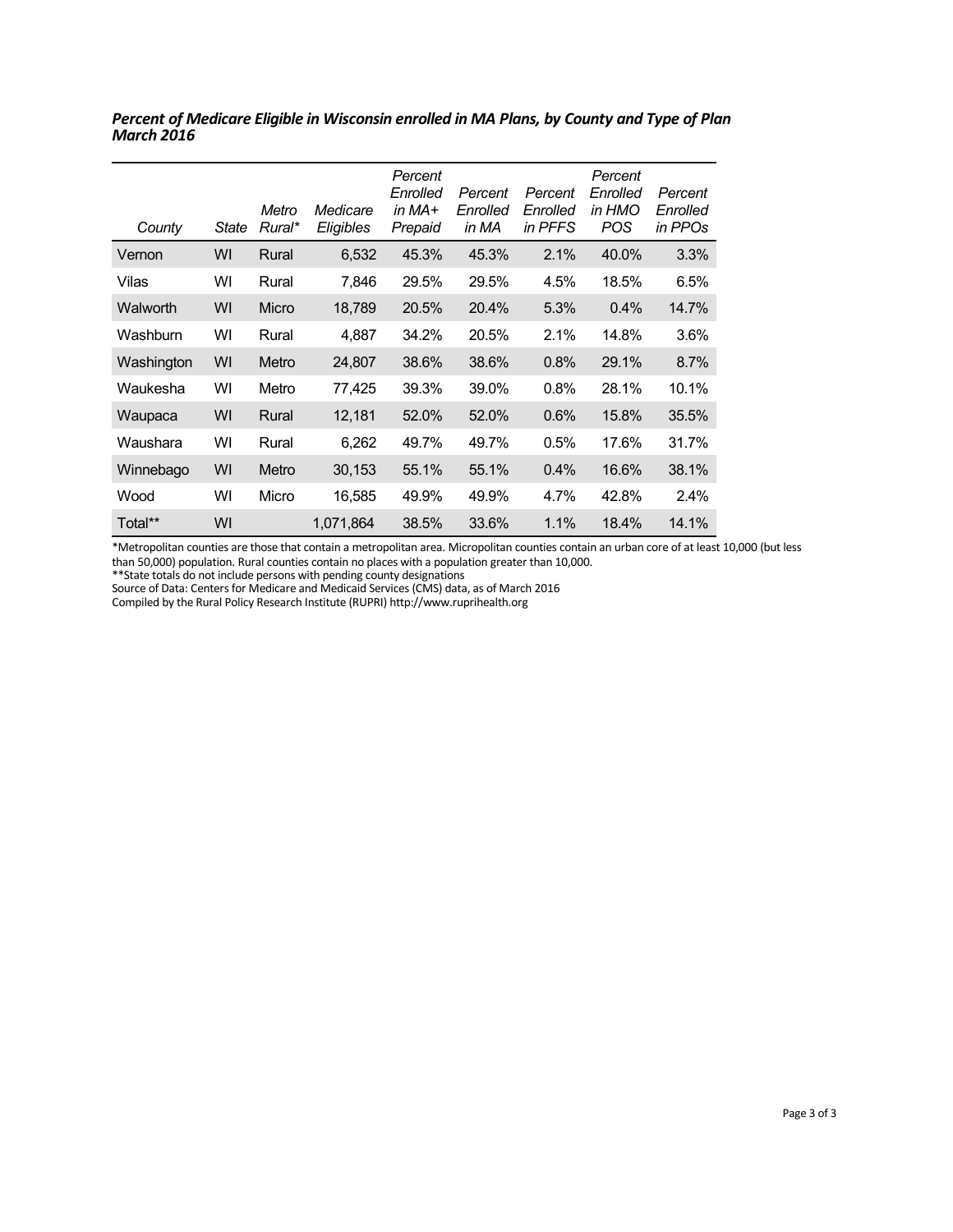***Percent of Medicare Eligible in Wisconsin enrolled in MA Plans, by County and Type of Plan March 2016***

| *County* | *State* | *Metro Rural** | *Medicare Eligibles* | *Percent Enrolled in MA+ Prepaid* | *Percent Enrolled in MA* | *Percent Enrolled in PFFS* | *Percent Enrolled in HMO POS* | *Percent Enrolled in PPOs* |
|---|---|---|---|---|---|---|---|---|
| Vernon | WI | Rural | 6,532 | 45.3% | 45.3% | 2.1% | 40.0% | 3.3% |
| Vilas | WI | Rural | 7,846 | 29.5% | 29.5% | 4.5% | 18.5% | 6.5% |
| Walworth | WI | Micro | 18,789 | 20.5% | 20.4% | 5.3% | 0.4% | 14.7% |
| Washburn | WI | Rural | 4,887 | 34.2% | 20.5% | 2.1% | 14.8% | 3.6% |
| Washington | WI | Metro | 24,807 | 38.6% | 38.6% | 0.8% | 29.1% | 8.7% |
| Waukesha | WI | Metro | 77,425 | 39.3% | 39.0% | 0.8% | 28.1% | 10.1% |
| Waupaca | WI | Rural | 12,181 | 52.0% | 52.0% | 0.6% | 15.8% | 35.5% |
| Waushara | WI | Rural | 6,262 | 49.7% | 49.7% | 0.5% | 17.6% | 31.7% |
| Winnebago | WI | Metro | 30,153 | 55.1% | 55.1% | 0.4% | 16.6% | 38.1% |
| Wood | WI | Micro | 16,585 | 49.9% | 49.9% | 4.7% | 42.8% | 2.4% |
| Total** | WI | | 1,071,864 | 38.5% | 33.6% | 1.1% | 18.4% | 14.1% |

*Metropolitan counties are those that contain a metropolitan area. Micropolitan counties contain an urban core of at least 10,000 (but less than 50,000) population. Rural counties contain no places with a population greater than 10,000.

**State totals do not include persons with pending county designations

Source of Data: Centers for Medicare and Medicaid Services (CMS) data, as of March 2016

Compiled by the Rural Policy Research Institute (RUPRI) http://www.ruprihealth.org